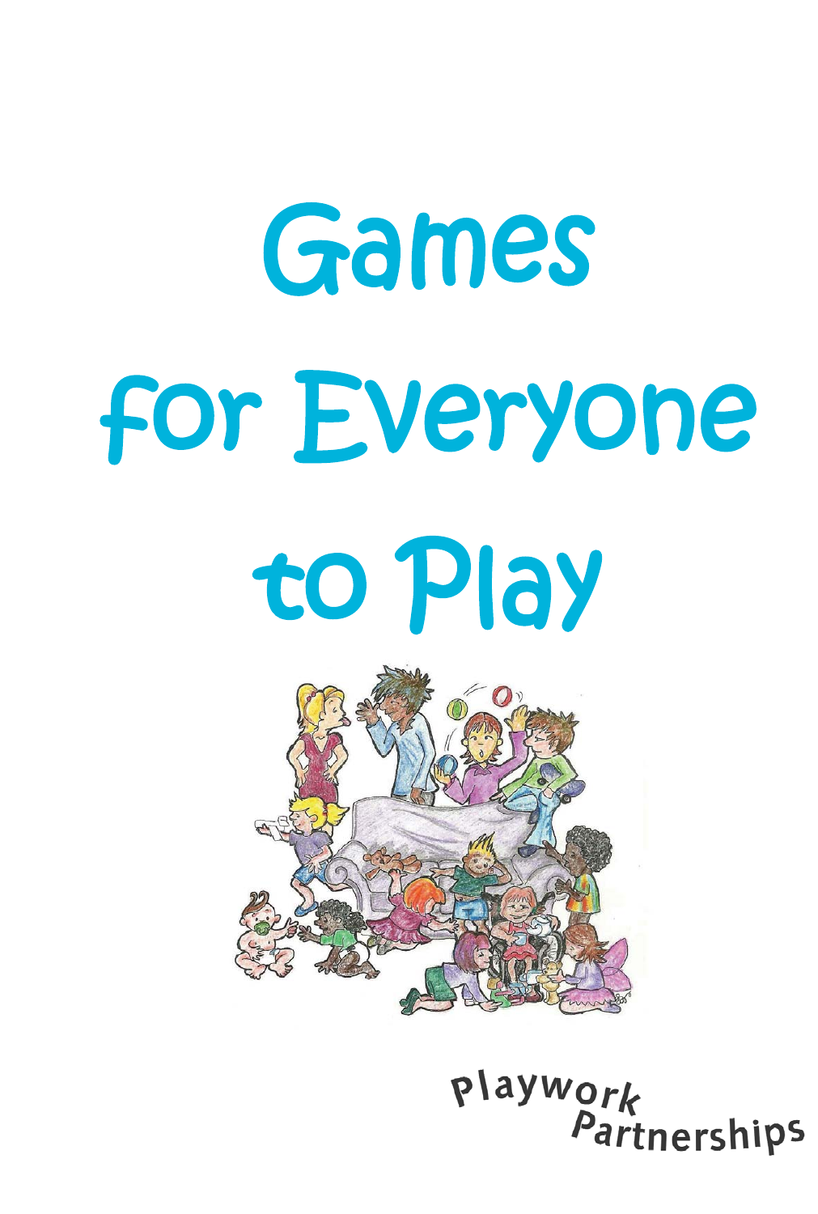# Games for Everyone to Play

Playwork Partnerships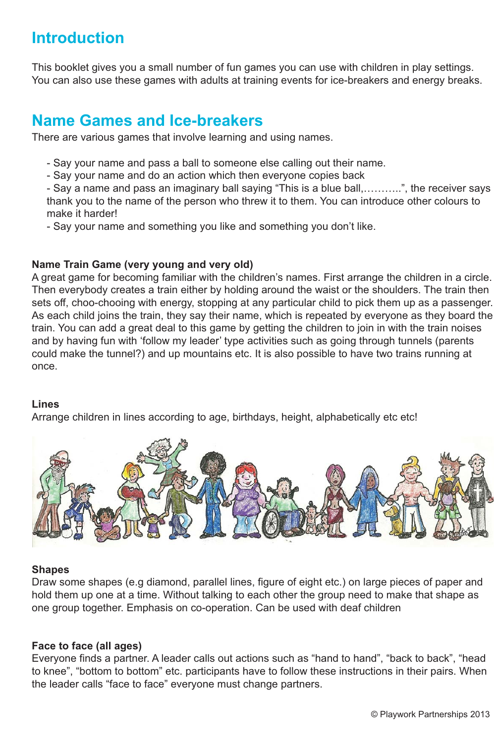## Introduction

This booklet gives you a small number of fun games you can use with children in play settings. You can also use these games with adults at training events for ice-breakers and energy breaks.

## Name Games and Ice-breakers

There are various games that involve learning and using names.

- Say your name and pass a ball to someone else calling out their name.
- Say your name and do an action which then everyone copies back
- Say a name and pass an imaginary ball saying "This is a blue ball,………..", the receiver says thank you to the name of the person who threw it to them. You can introduce other colours to make it harder!
- Say your name and something you like and something you don't like.

**Name Train Game (very young and very old)**

A great game for becoming familiar with the children's names. First arrange the children in a circle. Then everybody creates a train either by holding around the waist or the shoulders. The train then sets off, choo-chooing with energy, stopping at any particular child to pick them up as a passenger. As each child joins the train, they say their name, which is repeated by everyone as they board the train. You can add a great deal to this game by getting the children to join in with the train noises and by having fun with 'follow my leader' type activities such as going through tunnels (parents could make the tunnel?) and up mountains etc. It is also possible to have two trains running at once.

**Lines**

Arrange children in lines according to age, birthdays, height, alphabetically etc etc!

**Shapes**

Draw some shapes (e.g diamond, parallel lines, figure of eight etc.) on large pieces of paper and hold them up one at a time. Without talking to each other the group need to make that shape as one group together. Emphasis on co-operation. Can be used with deaf children

**Face to face (all ages)**

Everyone finds a partner. A leader calls out actions such as "hand to hand", "back to back", "head to knee", "bottom to bottom" etc. participants have to follow these instructions in their pairs. When the leader calls "face to face" everyone must change partners.

© Playwork Partnerships 2013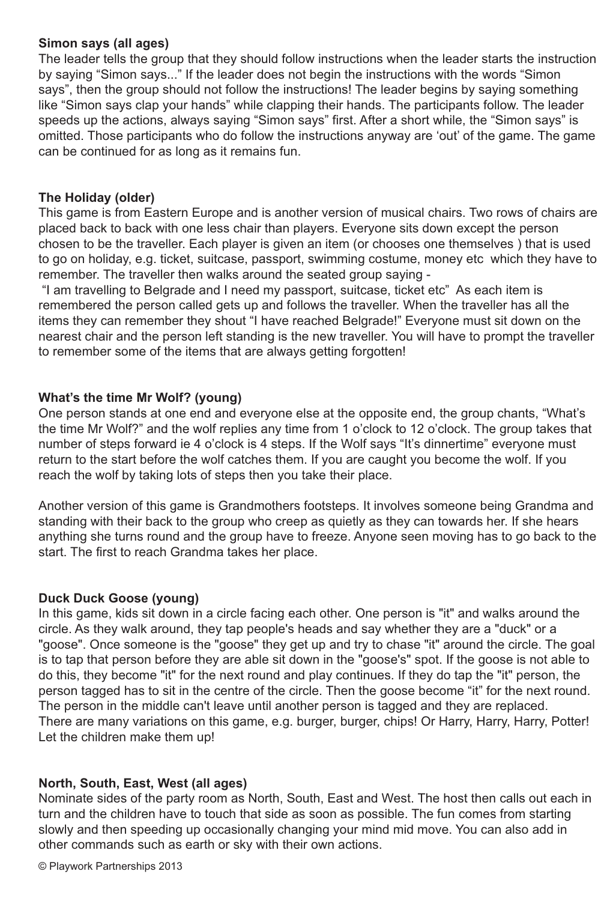**Simon says (all ages)**
The leader tells the group that they should follow instructions when the leader starts the instruction by saying “Simon says...” If the leader does not begin the instructions with the words “Simon says”, then the group should not follow the instructions! The leader begins by saying something like “Simon says clap your hands” while clapping their hands. The participants follow. The leader speeds up the actions, always saying “Simon says” first. After a short while, the “Simon says” is omitted. Those participants who do follow the instructions anyway are ‘out’ of the game. The game can be continued for as long as it remains fun.

**The Holiday (older)**
This game is from Eastern Europe and is another version of musical chairs. Two rows of chairs are placed back to back with one less chair than players. Everyone sits down except the person chosen to be the traveller. Each player is given an item (or chooses one themselves ) that is used to go on holiday, e.g. ticket, suitcase, passport, swimming costume, money etc which they have to remember. The traveller then walks around the seated group saying -
“I am travelling to Belgrade and I need my passport, suitcase, ticket etc” As each item is remembered the person called gets up and follows the traveller. When the traveller has all the items they can remember they shout “I have reached Belgrade!” Everyone must sit down on the nearest chair and the person left standing is the new traveller. You will have to prompt the traveller to remember some of the items that are always getting forgotten!

**What’s the time Mr Wolf? (young)**
One person stands at one end and everyone else at the opposite end, the group chants, “What’s the time Mr Wolf?” and the wolf replies any time from 1 o’clock to 12 o’clock. The group takes that number of steps forward ie 4 o’clock is 4 steps. If the Wolf says “It’s dinnertime” everyone must return to the start before the wolf catches them. If you are caught you become the wolf. If you reach the wolf by taking lots of steps then you take their place.

Another version of this game is Grandmothers footsteps. It involves someone being Grandma and standing with their back to the group who creep as quietly as they can towards her. If she hears anything she turns round and the group have to freeze. Anyone seen moving has to go back to the start. The first to reach Grandma takes her place.

**Duck Duck Goose (young)**
In this game, kids sit down in a circle facing each other. One person is "it" and walks around the circle. As they walk around, they tap people's heads and say whether they are a "duck" or a "goose". Once someone is the "goose" they get up and try to chase "it" around the circle. The goal is to tap that person before they are able sit down in the "goose's" spot. If the goose is not able to do this, they become "it" for the next round and play continues. If they do tap the "it" person, the person tagged has to sit in the centre of the circle. Then the goose become “it” for the next round. The person in the middle can't leave until another person is tagged and they are replaced.
There are many variations on this game, e.g. burger, burger, chips! Or Harry, Harry, Harry, Potter! Let the children make them up!

**North, South, East, West (all ages)**
Nominate sides of the party room as North, South, East and West. The host then calls out each in turn and the children have to touch that side as soon as possible. The fun comes from starting slowly and then speeding up occasionally changing your mind mid move. You can also add in other commands such as earth or sky with their own actions.

© Playwork Partnerships 2013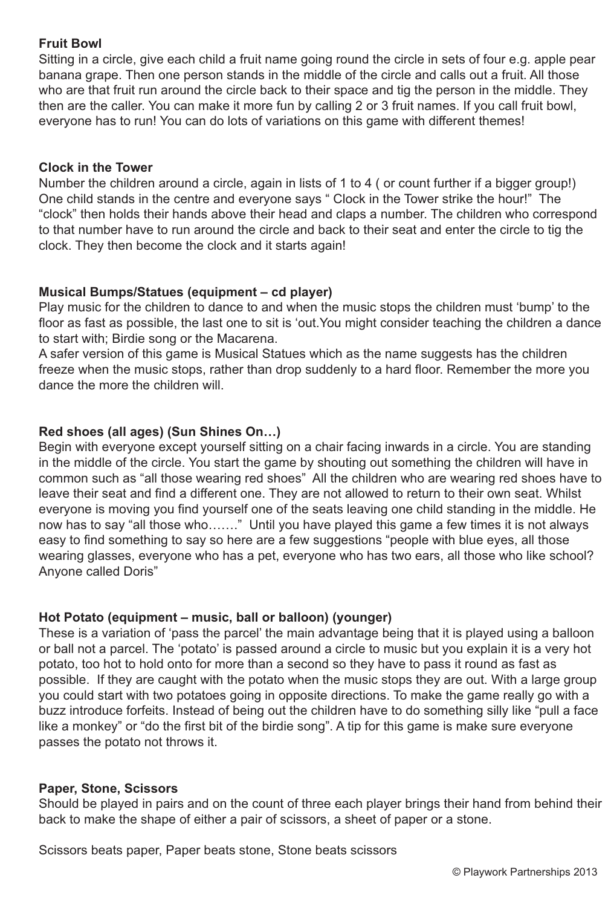**Fruit Bowl**

Sitting in a circle, give each child a fruit name going round the circle in sets of four e.g. apple pear banana grape. Then one person stands in the middle of the circle and calls out a fruit. All those who are that fruit run around the circle back to their space and tig the person in the middle. They then are the caller. You can make it more fun by calling 2 or 3 fruit names. If you call fruit bowl, everyone has to run! You can do lots of variations on this game with different themes!

**Clock in the Tower**

Number the children around a circle, again in lists of 1 to 4 ( or count further if a bigger group!) One child stands in the centre and everyone says " Clock in the Tower strike the hour!" The "clock" then holds their hands above their head and claps a number. The children who correspond to that number have to run around the circle and back to their seat and enter the circle to tig the clock. They then become the clock and it starts again!

**Musical Bumps/Statues (equipment – cd player)**

Play music for the children to dance to and when the music stops the children must 'bump' to the floor as fast as possible, the last one to sit is 'out.You might consider teaching the children a dance to start with; Birdie song or the Macarena.

A safer version of this game is Musical Statues which as the name suggests has the children freeze when the music stops, rather than drop suddenly to a hard floor. Remember the more you dance the more the children will.

**Red shoes (all ages) (Sun Shines On…)**

Begin with everyone except yourself sitting on a chair facing inwards in a circle. You are standing in the middle of the circle. You start the game by shouting out something the children will have in common such as "all those wearing red shoes" All the children who are wearing red shoes have to leave their seat and find a different one. They are not allowed to return to their own seat. Whilst everyone is moving you find yourself one of the seats leaving one child standing in the middle. He now has to say "all those who……." Until you have played this game a few times it is not always easy to find something to say so here are a few suggestions "people with blue eyes, all those wearing glasses, everyone who has a pet, everyone who has two ears, all those who like school? Anyone called Doris"

**Hot Potato (equipment – music, ball or balloon) (younger)**

These is a variation of 'pass the parcel' the main advantage being that it is played using a balloon or ball not a parcel. The 'potato' is passed around a circle to music but you explain it is a very hot potato, too hot to hold onto for more than a second so they have to pass it round as fast as possible. If they are caught with the potato when the music stops they are out. With a large group you could start with two potatoes going in opposite directions. To make the game really go with a buzz introduce forfeits. Instead of being out the children have to do something silly like "pull a face like a monkey" or "do the first bit of the birdie song". A tip for this game is make sure everyone passes the potato not throws it.

**Paper, Stone, Scissors**

Should be played in pairs and on the count of three each player brings their hand from behind their back to make the shape of either a pair of scissors, a sheet of paper or a stone.

Scissors beats paper, Paper beats stone, Stone beats scissors

© Playwork Partnerships 2013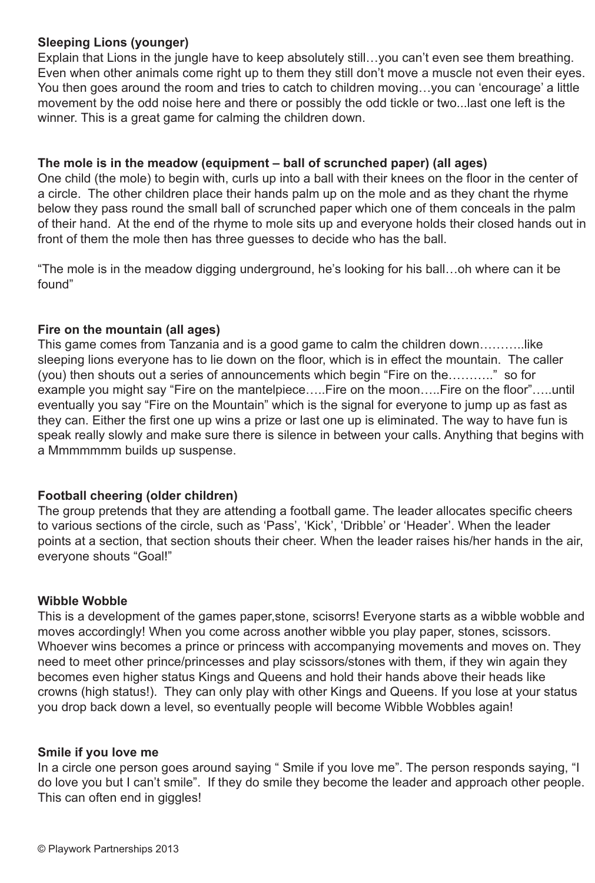**Sleeping Lions (younger)**

Explain that Lions in the jungle have to keep absolutely still…you can't even see them breathing. Even when other animals come right up to them they still don't move a muscle not even their eyes. You then goes around the room and tries to catch to children moving…you can 'encourage' a little movement by the odd noise here and there or possibly the odd tickle or two...last one left is the winner. This is a great game for calming the children down.

**The mole is in the meadow (equipment – ball of scrunched paper) (all ages)**

One child (the mole) to begin with, curls up into a ball with their knees on the floor in the center of a circle. The other children place their hands palm up on the mole and as they chant the rhyme below they pass round the small ball of scrunched paper which one of them conceals in the palm of their hand. At the end of the rhyme to mole sits up and everyone holds their closed hands out in front of them the mole then has three guesses to decide who has the ball.

"The mole is in the meadow digging underground, he's looking for his ball…oh where can it be found"

**Fire on the mountain (all ages)**

This game comes from Tanzania and is a good game to calm the children down………..like sleeping lions everyone has to lie down on the floor, which is in effect the mountain. The caller (you) then shouts out a series of announcements which begin "Fire on the………." so for example you might say "Fire on the mantelpiece…..Fire on the moon…..Fire on the floor"…..until eventually you say "Fire on the Mountain" which is the signal for everyone to jump up as fast as they can. Either the first one up wins a prize or last one up is eliminated. The way to have fun is speak really slowly and make sure there is silence in between your calls. Anything that begins with a Mmmmmmm builds up suspense.

**Football cheering (older children)**

The group pretends that they are attending a football game. The leader allocates specific cheers to various sections of the circle, such as 'Pass', 'Kick', 'Dribble' or 'Header'. When the leader points at a section, that section shouts their cheer. When the leader raises his/her hands in the air, everyone shouts "Goal!"

**Wibble Wobble**

This is a development of the games paper,stone, scisorrs! Everyone starts as a wibble wobble and moves accordingly! When you come across another wibble you play paper, stones, scissors. Whoever wins becomes a prince or princess with accompanying movements and moves on. They need to meet other prince/princesses and play scissors/stones with them, if they win again they becomes even higher status Kings and Queens and hold their hands above their heads like crowns (high status!). They can only play with other Kings and Queens. If you lose at your status you drop back down a level, so eventually people will become Wibble Wobbles again!

**Smile if you love me**

In a circle one person goes around saying " Smile if you love me". The person responds saying, "I do love you but I can't smile". If they do smile they become the leader and approach other people. This can often end in giggles!

© Playwork Partnerships 2013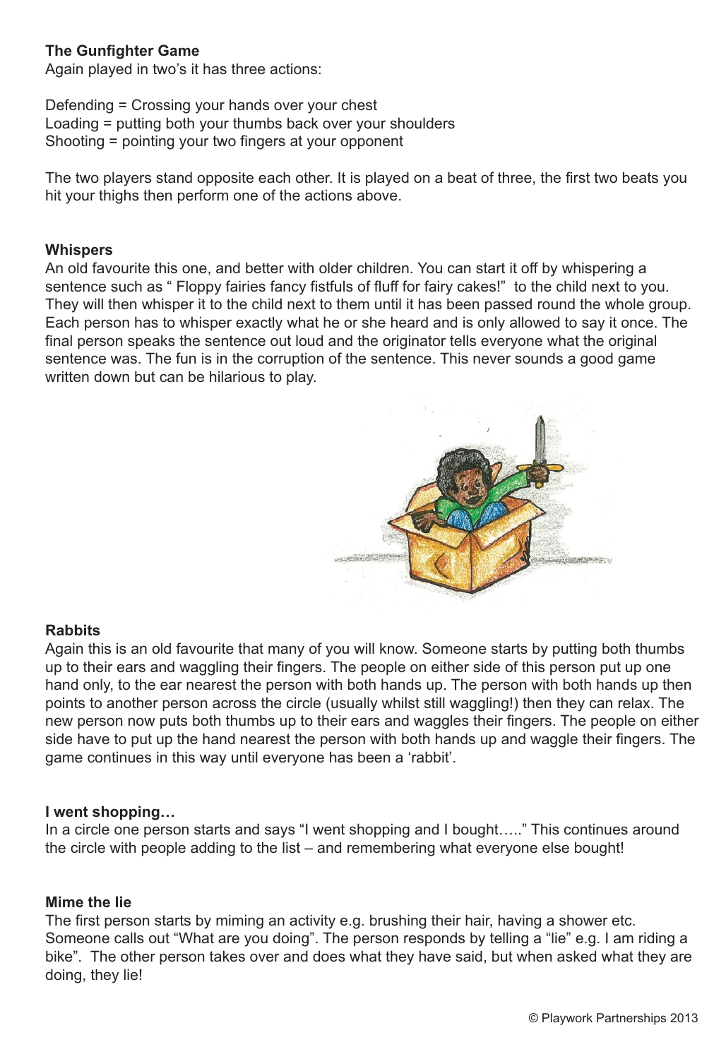**The Gunfighter Game**

Again played in two's it has three actions:

Defending = Crossing your hands over your chest
Loading = putting both your thumbs back over your shoulders
Shooting = pointing your two fingers at your opponent

The two players stand opposite each other. It is played on a beat of three, the first two beats you hit your thighs then perform one of the actions above.

**Whispers**

An old favourite this one, and better with older children. You can start it off by whispering a sentence such as " Floppy fairies fancy fistfuls of fluff for fairy cakes!" to the child next to you. They will then whisper it to the child next to them until it has been passed round the whole group. Each person has to whisper exactly what he or she heard and is only allowed to say it once. The final person speaks the sentence out loud and the originator tells everyone what the original sentence was. The fun is in the corruption of the sentence. This never sounds a good game written down but can be hilarious to play.

**Rabbits**

Again this is an old favourite that many of you will know. Someone starts by putting both thumbs up to their ears and waggling their fingers. The people on either side of this person put up one hand only, to the ear nearest the person with both hands up. The person with both hands up then points to another person across the circle (usually whilst still waggling!) then they can relax. The new person now puts both thumbs up to their ears and waggles their fingers. The people on either side have to put up the hand nearest the person with both hands up and waggle their fingers. The game continues in this way until everyone has been a 'rabbit'.

**I went shopping…**

In a circle one person starts and says "I went shopping and I bought….." This continues around the circle with people adding to the list – and remembering what everyone else bought!

**Mime the lie**

The first person starts by miming an activity e.g. brushing their hair, having a shower etc. Someone calls out "What are you doing". The person responds by telling a "lie" e.g. I am riding a bike". The other person takes over and does what they have said, but when asked what they are doing, they lie!

© Playwork Partnerships 2013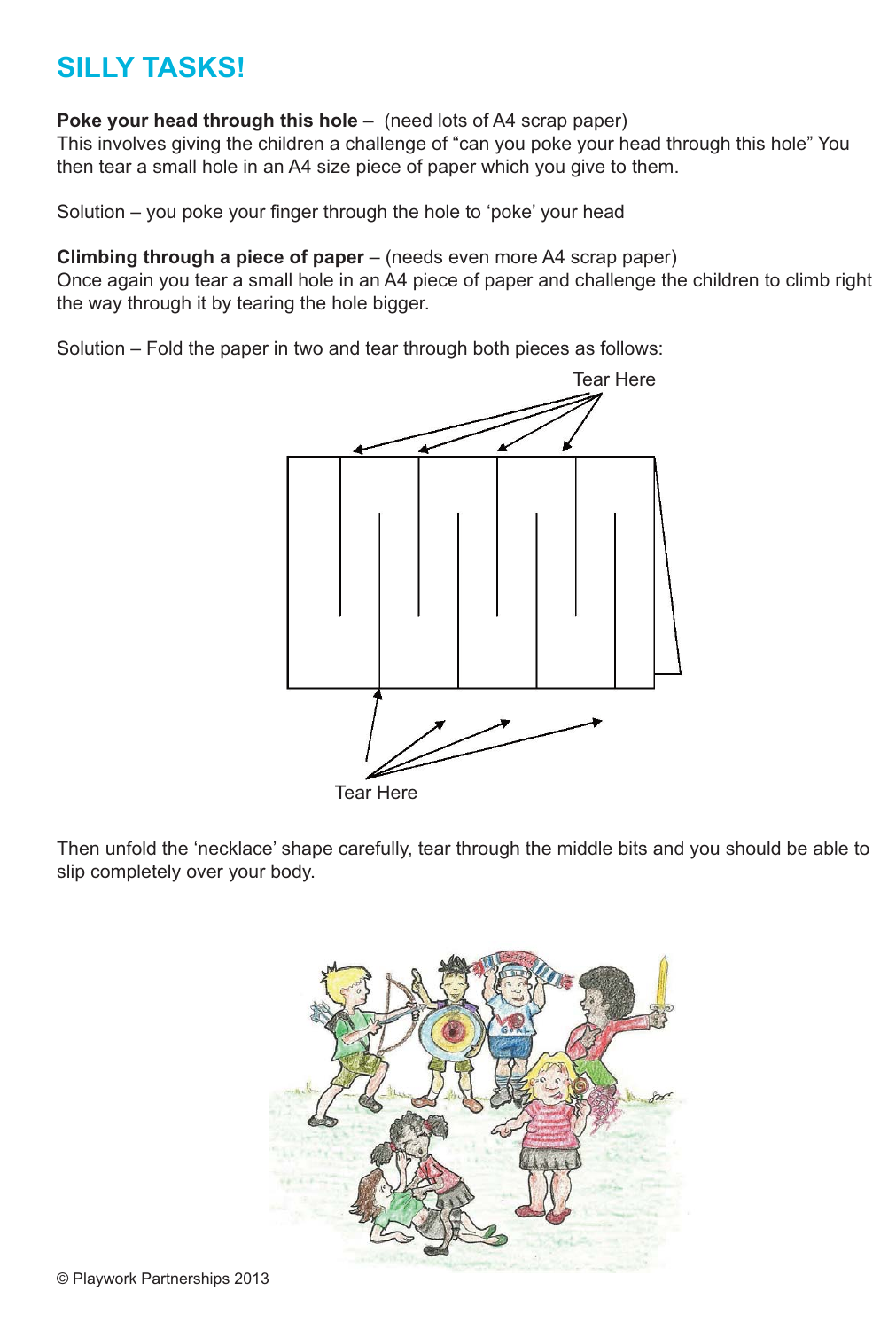# SILLY TASKS!

**Poke your head through this hole** – (need lots of A4 scrap paper)
This involves giving the children a challenge of "can you poke your head through this hole" You then tear a small hole in an A4 size piece of paper which you give to them.

Solution – you poke your finger through the hole to 'poke' your head

**Climbing through a piece of paper** – (needs even more A4 scrap paper)
Once again you tear a small hole in an A4 piece of paper and challenge the children to climb right the way through it by tearing the hole bigger.

Solution – Fold the paper in two and tear through both pieces as follows:

Tear Here

Tear Here

Then unfold the 'necklace' shape carefully, tear through the middle bits and you should be able to slip completely over your body.

© Playwork Partnerships 2013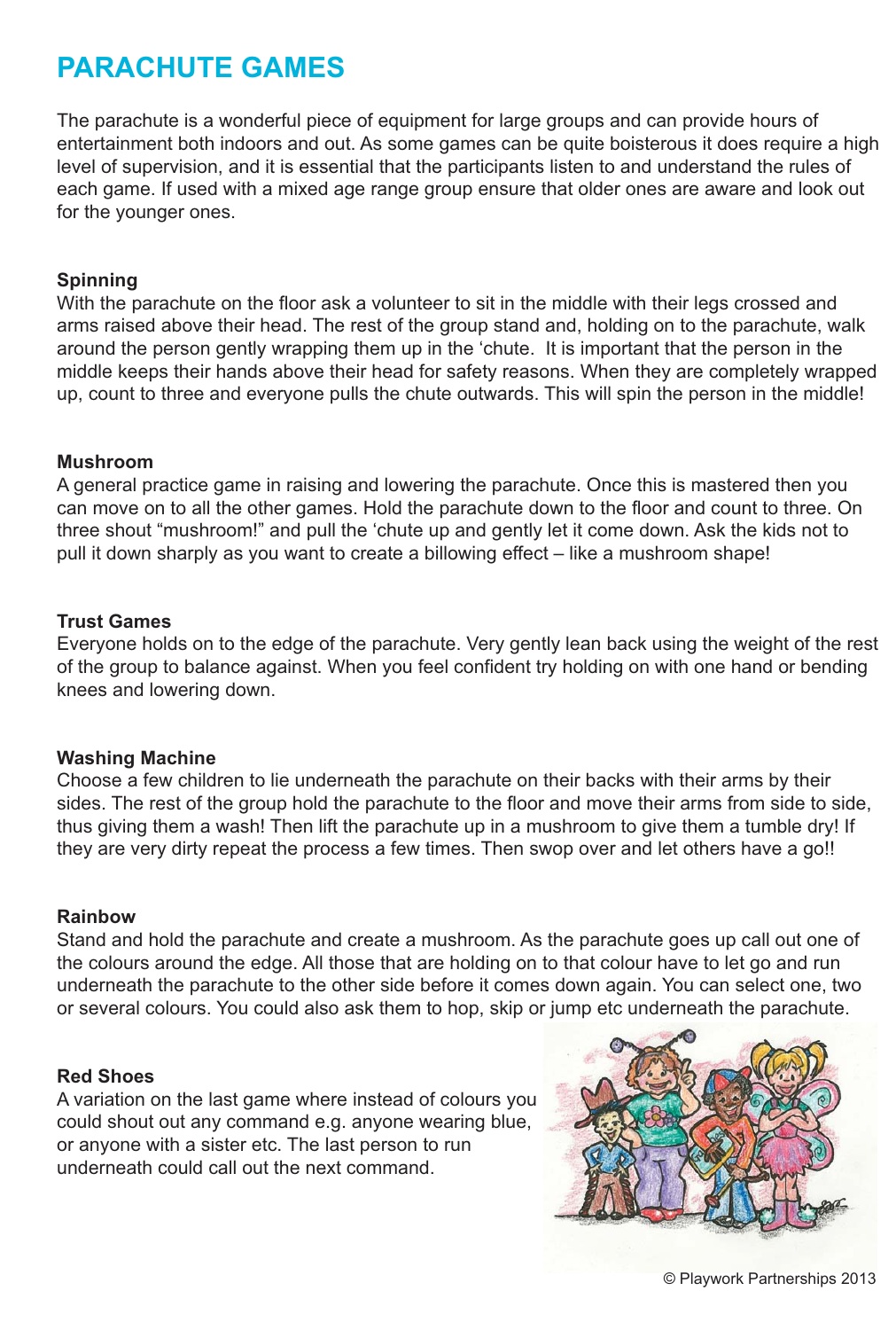# PARACHUTE GAMES

The parachute is a wonderful piece of equipment for large groups and can provide hours of entertainment both indoors and out. As some games can be quite boisterous it does require a high level of supervision, and it is essential that the participants listen to and understand the rules of each game. If used with a mixed age range group ensure that older ones are aware and look out for the younger ones.

**Spinning**

With the parachute on the floor ask a volunteer to sit in the middle with their legs crossed and arms raised above their head. The rest of the group stand and, holding on to the parachute, walk around the person gently wrapping them up in the 'chute. It is important that the person in the middle keeps their hands above their head for safety reasons. When they are completely wrapped up, count to three and everyone pulls the chute outwards. This will spin the person in the middle!

**Mushroom**

A general practice game in raising and lowering the parachute. Once this is mastered then you can move on to all the other games. Hold the parachute down to the floor and count to three. On three shout "mushroom!" and pull the 'chute up and gently let it come down. Ask the kids not to pull it down sharply as you want to create a billowing effect – like a mushroom shape!

**Trust Games**

Everyone holds on to the edge of the parachute. Very gently lean back using the weight of the rest of the group to balance against. When you feel confident try holding on with one hand or bending knees and lowering down.

**Washing Machine**

Choose a few children to lie underneath the parachute on their backs with their arms by their sides. The rest of the group hold the parachute to the floor and move their arms from side to side, thus giving them a wash! Then lift the parachute up in a mushroom to give them a tumble dry! If they are very dirty repeat the process a few times. Then swop over and let others have a go!!

**Rainbow**

Stand and hold the parachute and create a mushroom. As the parachute goes up call out one of the colours around the edge. All those that are holding on to that colour have to let go and run underneath the parachute to the other side before it comes down again. You can select one, two or several colours. You could also ask them to hop, skip or jump etc underneath the parachute.

**Red Shoes**

A variation on the last game where instead of colours you could shout out any command e.g. anyone wearing blue, or anyone with a sister etc. The last person to run underneath could call out the next command.

© Playwork Partnerships 2013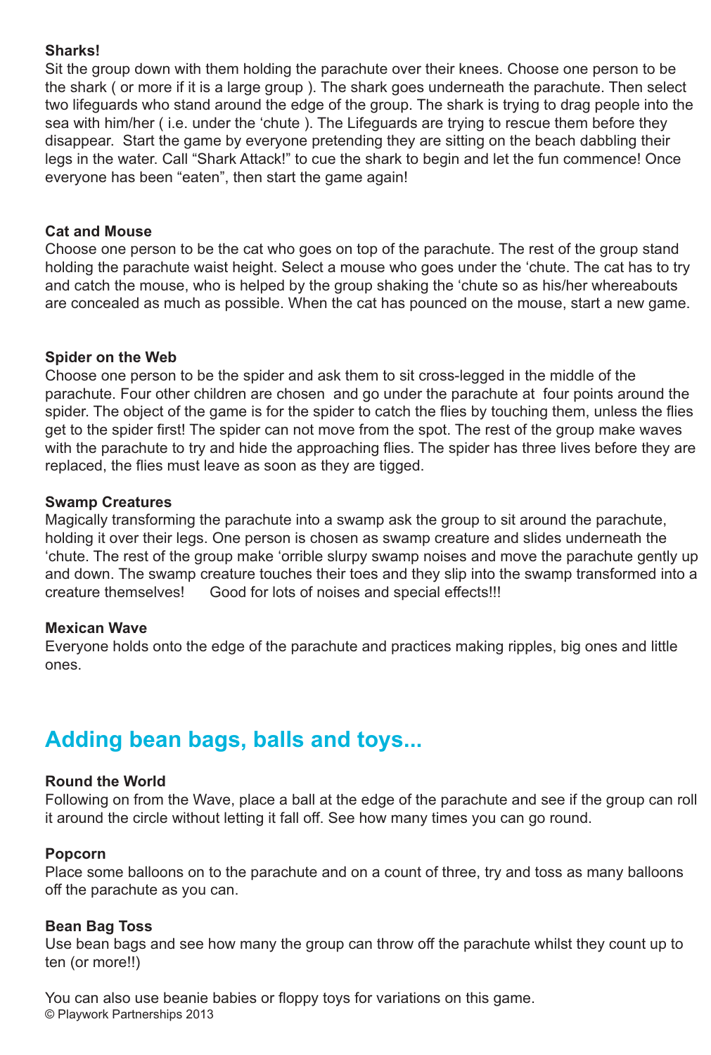**Sharks!**

Sit the group down with them holding the parachute over their knees. Choose one person to be the shark ( or more if it is a large group ). The shark goes underneath the parachute. Then select two lifeguards who stand around the edge of the group. The shark is trying to drag people into the sea with him/her ( i.e. under the 'chute ). The Lifeguards are trying to rescue them before they disappear. Start the game by everyone pretending they are sitting on the beach dabbling their legs in the water. Call "Shark Attack!" to cue the shark to begin and let the fun commence! Once everyone has been "eaten", then start the game again!

**Cat and Mouse**

Choose one person to be the cat who goes on top of the parachute. The rest of the group stand holding the parachute waist height. Select a mouse who goes under the 'chute. The cat has to try and catch the mouse, who is helped by the group shaking the 'chute so as his/her whereabouts are concealed as much as possible. When the cat has pounced on the mouse, start a new game.

**Spider on the Web**

Choose one person to be the spider and ask them to sit cross-legged in the middle of the parachute. Four other children are chosen and go under the parachute at four points around the spider. The object of the game is for the spider to catch the flies by touching them, unless the flies get to the spider first! The spider can not move from the spot. The rest of the group make waves with the parachute to try and hide the approaching flies. The spider has three lives before they are replaced, the flies must leave as soon as they are tigged.

**Swamp Creatures**

Magically transforming the parachute into a swamp ask the group to sit around the parachute, holding it over their legs. One person is chosen as swamp creature and slides underneath the 'chute. The rest of the group make 'orrible slurpy swamp noises and move the parachute gently up and down. The swamp creature touches their toes and they slip into the swamp transformed into a creature themselves! Good for lots of noises and special effects!!!

**Mexican Wave**

Everyone holds onto the edge of the parachute and practices making ripples, big ones and little ones.

## Adding bean bags, balls and toys...

**Round the World**

Following on from the Wave, place a ball at the edge of the parachute and see if the group can roll it around the circle without letting it fall off. See how many times you can go round.

**Popcorn**

Place some balloons on to the parachute and on a count of three, try and toss as many balloons off the parachute as you can.

**Bean Bag Toss**

Use bean bags and see how many the group can throw off the parachute whilst they count up to ten (or more!!)

You can also use beanie babies or floppy toys for variations on this game.

© Playwork Partnerships 2013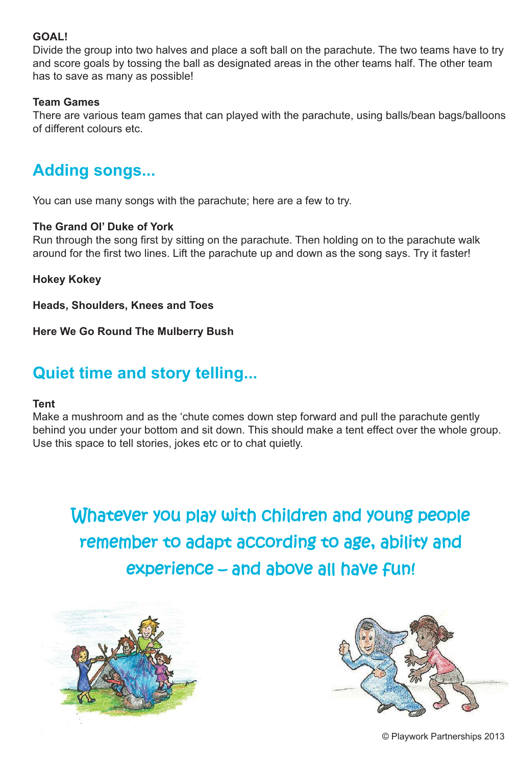**GOAL!**
Divide the group into two halves and place a soft ball on the parachute. The two teams have to try and score goals by tossing the ball as designated areas in the other teams half. The other team has to save as many as possible!

**Team Games**
There are various team games that can played with the parachute, using balls/bean bags/balloons of different colours etc.

## Adding songs...

You can use many songs with the parachute; here are a few to try.

**The Grand Ol' Duke of York**
Run through the song first by sitting on the parachute. Then holding on to the parachute walk around for the first two lines. Lift the parachute up and down as the song says. Try it faster!

**Hokey Kokey**

**Heads, Shoulders, Knees and Toes**

**Here We Go Round The Mulberry Bush**

## Quiet time and story telling...

**Tent**
Make a mushroom and as the 'chute comes down step forward and pull the parachute gently behind you under your bottom and sit down. This should make a tent effect over the whole group. Use this space to tell stories, jokes etc or to chat quietly.

Whatever you play with children and young people remember to adapt according to age, ability and experience – and above all have fun!

© Playwork Partnerships 2013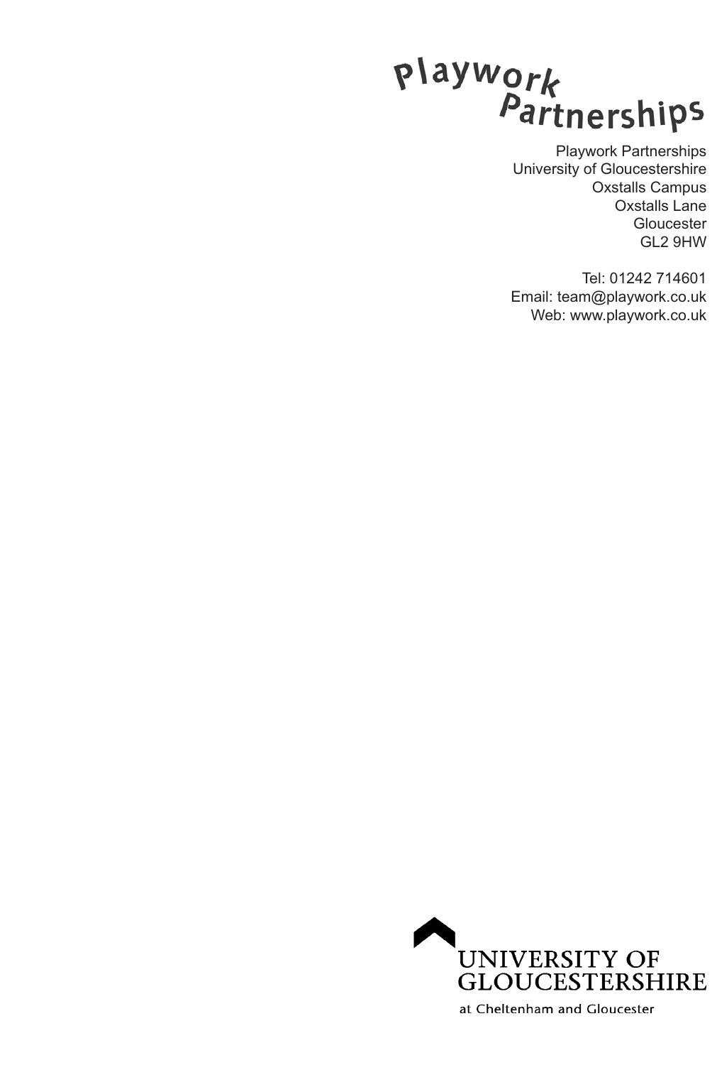Playwork Partnerships

Playwork Partnerships
University of Gloucestershire
Oxstalls Campus
Oxstalls Lane
Gloucester
GL2 9HW

Tel: 01242 714601
Email: team@playwork.co.uk
Web: www.playwork.co.uk

UNIVERSITY OF
GLOUCESTERSHIRE
at Cheltenham and Gloucester